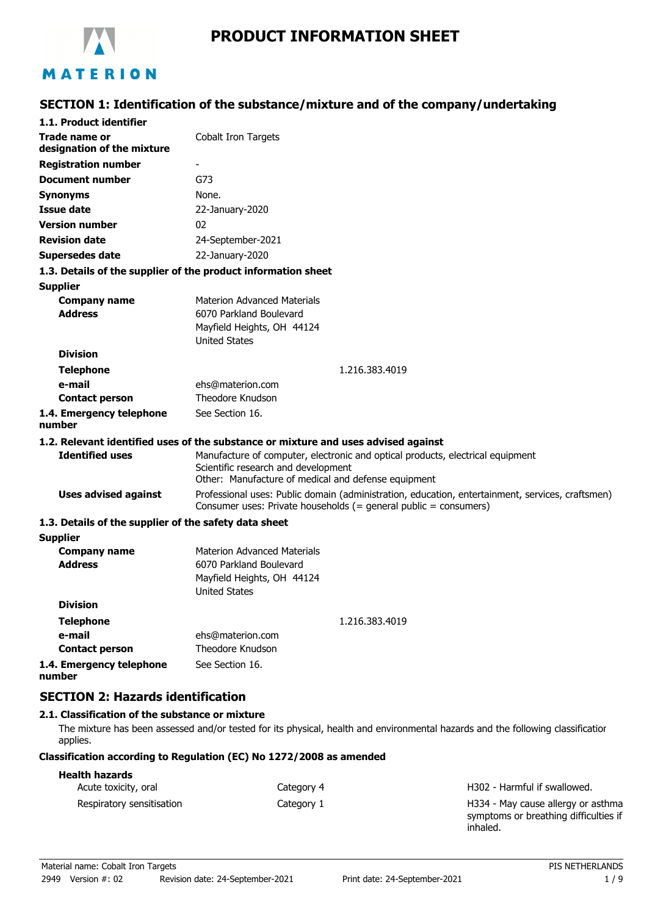# PRODUCT INFORMATION SHEET

## SECTION 1: Identification of the substance/mixture and of the company/undertaking

### 1.1. Product identifier

| | |
|---|---|
| **Trade name or designation of the mixture** | Cobalt Iron Targets |
| **Registration number** | - |
| **Document number** | G73 |
| **Synonyms** | None. |
| **Issue date** | 22-January-2020 |
| **Version number** | 02 |
| **Revision date** | 24-September-2021 |
| **Supersedes date** | 22-January-2020 |

### 1.3. Details of the supplier of the product information sheet

**Supplier**

| | |
|---|---|
| **Company name** | Materion Advanced Materials |
| **Address** | 6070 Parkland Boulevard<br>Mayfield Heights, OH 44124<br>United States |
| **Division** | |
| **Telephone** | 1.216.383.4019 |
| **e-mail** | ehs@materion.com |
| **Contact person** | Theodore Knudson |
| **1.4. Emergency telephone number** | See Section 16. |

### 1.2. Relevant identified uses of the substance or mixture and uses advised against

| | |
|---|---|
| **Identified uses** | Manufacture of computer, electronic and optical products, electrical equipment<br>Scientific research and development<br>Other: Manufacture of medical and defense equipment |
| **Uses advised against** | Professional uses: Public domain (administration, education, entertainment, services, craftsmen)<br>Consumer uses: Private households (= general public = consumers) |

### 1.3. Details of the supplier of the safety data sheet

**Supplier**

| | |
|---|---|
| **Company name** | Materion Advanced Materials |
| **Address** | 6070 Parkland Boulevard<br>Mayfield Heights, OH 44124<br>United States |
| **Division** | |
| **Telephone** | 1.216.383.4019 |
| **e-mail** | ehs@materion.com |
| **Contact person** | Theodore Knudson |
| **1.4. Emergency telephone number** | See Section 16. |

## SECTION 2: Hazards identification

### 2.1. Classification of the substance or mixture

The mixture has been assessed and/or tested for its physical, health and environmental hazards and the following classification applies.

**Classification according to Regulation (EC) No 1272/2008 as amended**

**Health hazards**

| | | |
|---|---|---|
| Acute toxicity, oral | Category 4 | H302 - Harmful if swallowed. |
| Respiratory sensitisation | Category 1 | H334 - May cause allergy or asthma symptoms or breathing difficulties if inhaled. |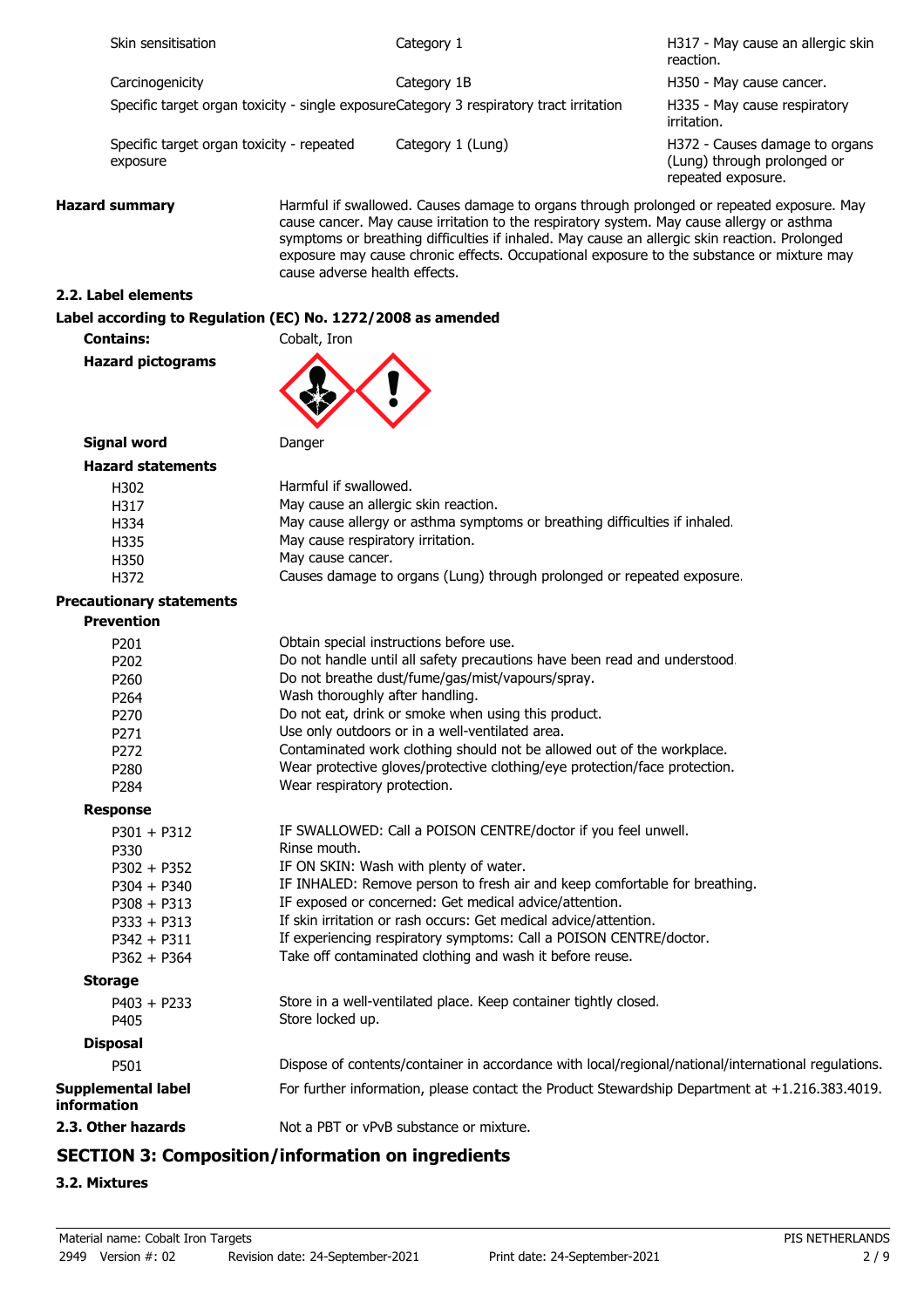| | | |
|---|---|---|
| Skin sensitisation | Category 1 | H317 - May cause an allergic skin reaction. |
| Carcinogenicity | Category 1B | H350 - May cause cancer. |
| Specific target organ toxicity - single exposure | Category 3 respiratory tract irritation | H335 - May cause respiratory irritation. |
| Specific target organ toxicity - repeated exposure | Category 1 (Lung) | H372 - Causes damage to organs (Lung) through prolonged or repeated exposure. |

**Hazard summary** Harmful if swallowed. Causes damage to organs through prolonged or repeated exposure. May cause cancer. May cause irritation to the respiratory system. May cause allergy or asthma symptoms or breathing difficulties if inhaled. May cause an allergic skin reaction. Prolonged exposure may cause chronic effects. Occupational exposure to the substance or mixture may cause adverse health effects.

## 2.2. Label elements

### Label according to Regulation (EC) No. 1272/2008 as amended

**Contains:** Cobalt, Iron

**Hazard pictograms**

**Signal word** Danger

**Hazard statements**

| | |
|---|---|
| H302 | Harmful if swallowed. |
| H317 | May cause an allergic skin reaction. |
| H334 | May cause allergy or asthma symptoms or breathing difficulties if inhaled. |
| H335 | May cause respiratory irritation. |
| H350 | May cause cancer. |
| H372 | Causes damage to organs (Lung) through prolonged or repeated exposure. |

**Precautionary statements**

**Prevention**

| | |
|---|---|
| P201 | Obtain special instructions before use. |
| P202 | Do not handle until all safety precautions have been read and understood. |
| P260 | Do not breathe dust/fume/gas/mist/vapours/spray. |
| P264 | Wash thoroughly after handling. |
| P270 | Do not eat, drink or smoke when using this product. |
| P271 | Use only outdoors or in a well-ventilated area. |
| P272 | Contaminated work clothing should not be allowed out of the workplace. |
| P280 | Wear protective gloves/protective clothing/eye protection/face protection. |
| P284 | Wear respiratory protection. |

**Response**

| | |
|---|---|
| P301 + P312 | IF SWALLOWED: Call a POISON CENTRE/doctor if you feel unwell. |
| P330 | Rinse mouth. |
| P302 + P352 | IF ON SKIN: Wash with plenty of water. |
| P304 + P340 | IF INHALED: Remove person to fresh air and keep comfortable for breathing. |
| P308 + P313 | IF exposed or concerned: Get medical advice/attention. |
| P333 + P313 | If skin irritation or rash occurs: Get medical advice/attention. |
| P342 + P311 | If experiencing respiratory symptoms: Call a POISON CENTRE/doctor. |
| P362 + P364 | Take off contaminated clothing and wash it before reuse. |

**Storage**

| | |
|---|---|
| P403 + P233 | Store in a well-ventilated place. Keep container tightly closed. |
| P405 | Store locked up. |

**Disposal**

| | |
|---|---|
| P501 | Dispose of contents/container in accordance with local/regional/national/international regulations. |

**Supplemental label information** For further information, please contact the Product Stewardship Department at +1.216.383.4019.

**2.3. Other hazards** Not a PBT or vPvB substance or mixture.

# SECTION 3: Composition/information on ingredients

## 3.2. Mixtures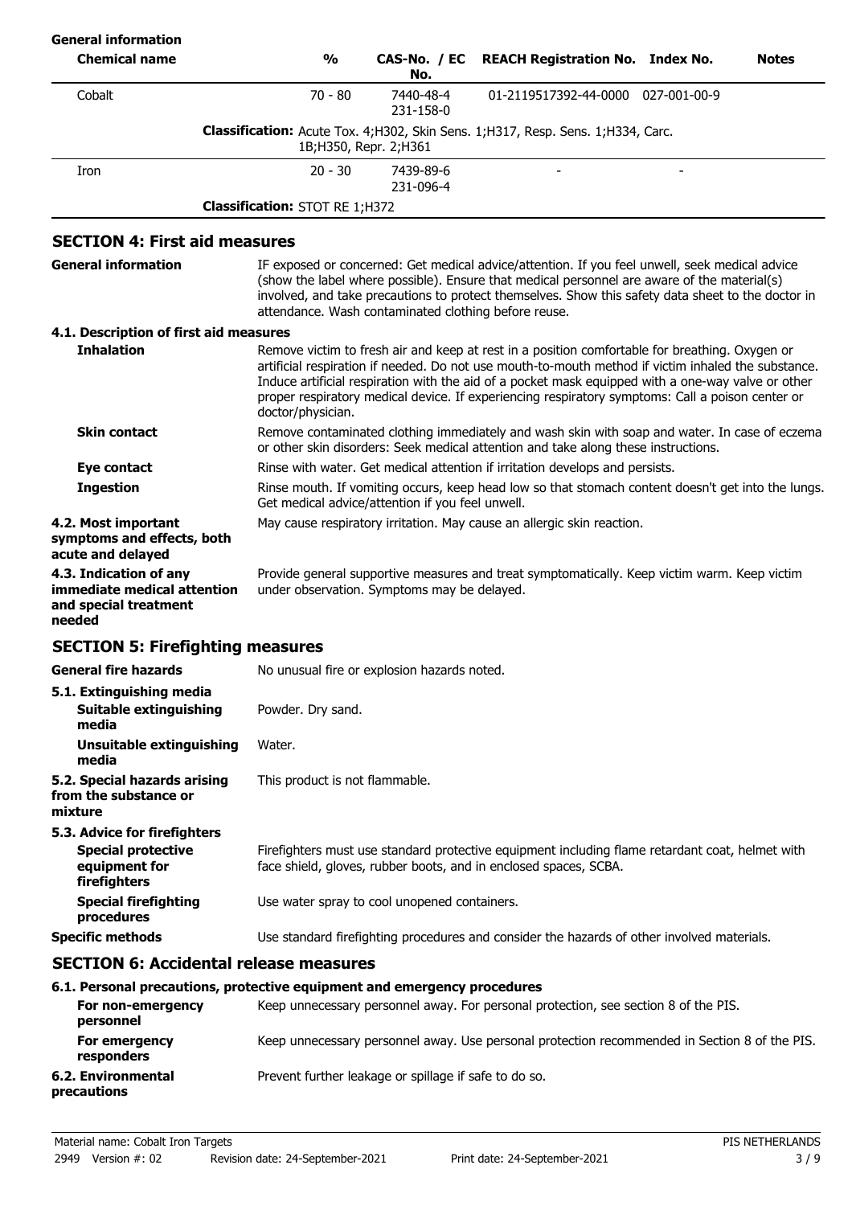**General information**

| Chemical name | % | CAS-No. / EC No. | REACH Registration No. | Index No. | Notes |
|---|---|---|---|---|---|
| Cobalt | 70 - 80 | 7440-48-4<br>231-158-0 | 01-2119517392-44-0000 | 027-001-00-9 | |
| | **Classification:** Acute Tox. 4;H302, Skin Sens. 1;H317, Resp. Sens. 1;H334, Carc. 1B;H350, Repr. 2;H361 | | | | |
| Iron | 20 - 30 | 7439-89-6<br>231-096-4 | - | - | |
| | **Classification:** STOT RE 1;H372 | | | | |

## SECTION 4: First aid measures

**General information** IF exposed or concerned: Get medical advice/attention. If you feel unwell, seek medical advice (show the label where possible). Ensure that medical personnel are aware of the material(s) involved, and take precautions to protect themselves. Show this safety data sheet to the doctor in attendance. Wash contaminated clothing before reuse.

### 4.1. Description of first aid measures

**Inhalation** Remove victim to fresh air and keep at rest in a position comfortable for breathing. Oxygen or artificial respiration if needed. Do not use mouth-to-mouth method if victim inhaled the substance. Induce artificial respiration with the aid of a pocket mask equipped with a one-way valve or other proper respiratory medical device. If experiencing respiratory symptoms: Call a poison center or doctor/physician.

**Skin contact** Remove contaminated clothing immediately and wash skin with soap and water. In case of eczema or other skin disorders: Seek medical attention and take along these instructions.

**Eye contact** Rinse with water. Get medical attention if irritation develops and persists.

**Ingestion** Rinse mouth. If vomiting occurs, keep head low so that stomach content doesn't get into the lungs. Get medical advice/attention if you feel unwell.

**4.2. Most important symptoms and effects, both acute and delayed** May cause respiratory irritation. May cause an allergic skin reaction.

**4.3. Indication of any immediate medical attention and special treatment needed** Provide general supportive measures and treat symptomatically. Keep victim warm. Keep victim under observation. Symptoms may be delayed.

## SECTION 5: Firefighting measures

**General fire hazards** No unusual fire or explosion hazards noted.

**5.1. Extinguishing media**

**Suitable extinguishing media** Powder. Dry sand.

**Unsuitable extinguishing media** Water.

**5.2. Special hazards arising from the substance or mixture** This product is not flammable.

**5.3. Advice for firefighters**

**Special protective equipment for firefighters** Firefighters must use standard protective equipment including flame retardant coat, helmet with face shield, gloves, rubber boots, and in enclosed spaces, SCBA.

**Special firefighting procedures** Use water spray to cool unopened containers.

**Specific methods** Use standard firefighting procedures and consider the hazards of other involved materials.

## SECTION 6: Accidental release measures

### 6.1. Personal precautions, protective equipment and emergency procedures

**For non-emergency personnel** Keep unnecessary personnel away. For personal protection, see section 8 of the PIS.

**For emergency responders** Keep unnecessary personnel away. Use personal protection recommended in Section 8 of the PIS.

**6.2. Environmental precautions** Prevent further leakage or spillage if safe to do so.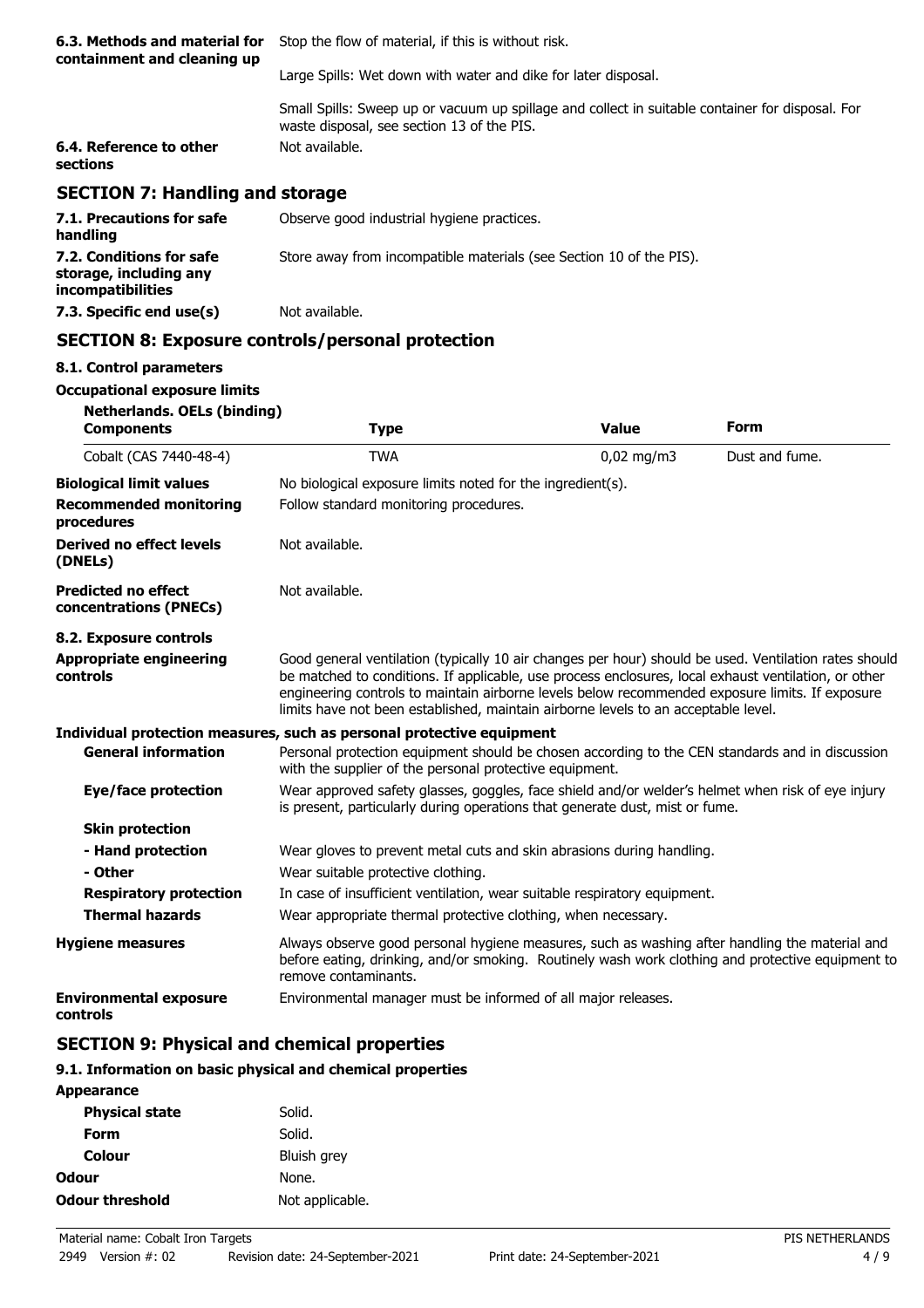**6.3. Methods and material for containment and cleaning up**

Stop the flow of material, if this is without risk.

Large Spills: Wet down with water and dike for later disposal.

Small Spills: Sweep up or vacuum up spillage and collect in suitable container for disposal. For waste disposal, see section 13 of the PIS.

**6.4. Reference to other sections**

Not available.

## SECTION 7: Handling and storage

**7.1. Precautions for safe handling**

Observe good industrial hygiene practices.

**7.2. Conditions for safe storage, including any incompatibilities**

Store away from incompatible materials (see Section 10 of the PIS).

**7.3. Specific end use(s)**

Not available.

## SECTION 8: Exposure controls/personal protection

### 8.1. Control parameters

**Occupational exposure limits**

**Netherlands. OELs (binding)**

| Components | Type | Value | Form |
|---|---|---|---|
| Cobalt (CAS 7440-48-4) | TWA | 0,02 mg/m3 | Dust and fume. |

**Biological limit values**

No biological exposure limits noted for the ingredient(s).

**Recommended monitoring procedures**

Follow standard monitoring procedures.

**Derived no effect levels (DNELs)**

Not available.

**Predicted no effect concentrations (PNECs)**

Not available.

### 8.2. Exposure controls

**Appropriate engineering controls**

Good general ventilation (typically 10 air changes per hour) should be used. Ventilation rates should be matched to conditions. If applicable, use process enclosures, local exhaust ventilation, or other engineering controls to maintain airborne levels below recommended exposure limits. If exposure limits have not been established, maintain airborne levels to an acceptable level.

**Individual protection measures, such as personal protective equipment**

**General information**

Personal protection equipment should be chosen according to the CEN standards and in discussion with the supplier of the personal protective equipment.

**Eye/face protection**

Wear approved safety glasses, goggles, face shield and/or welder's helmet when risk of eye injury is present, particularly during operations that generate dust, mist or fume.

**Skin protection**

**- Hand protection**

Wear gloves to prevent metal cuts and skin abrasions during handling.

**- Other**

Wear suitable protective clothing.

**Respiratory protection**

In case of insufficient ventilation, wear suitable respiratory equipment.

**Thermal hazards**

Wear appropriate thermal protective clothing, when necessary.

**Hygiene measures**

Always observe good personal hygiene measures, such as washing after handling the material and before eating, drinking, and/or smoking. Routinely wash work clothing and protective equipment to remove contaminants.

**Environmental exposure controls**

Environmental manager must be informed of all major releases.

## SECTION 9: Physical and chemical properties

### 9.1. Information on basic physical and chemical properties

**Appearance**

| | |
|---|---|
| **Physical state** | Solid. |
| **Form** | Solid. |
| **Colour** | Bluish grey |
| **Odour** | None. |
| **Odour threshold** | Not applicable. |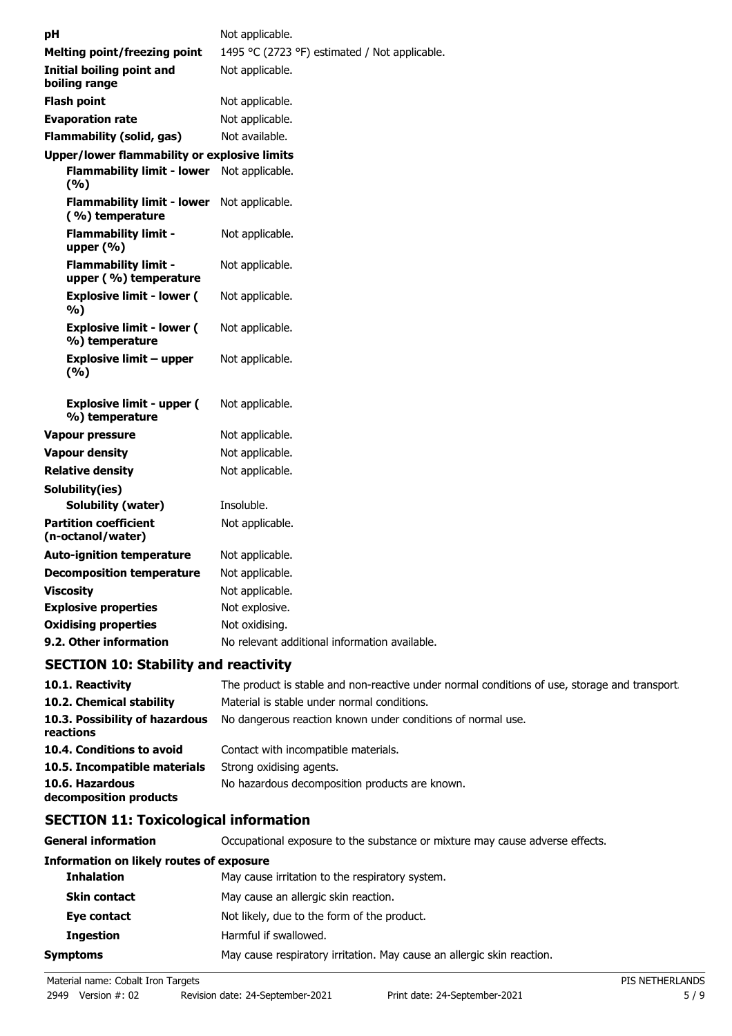| | |
|---|---|
| **pH** | Not applicable. |
| **Melting point/freezing point** | 1495 °C (2723 °F) estimated / Not applicable. |
| **Initial boiling point and boiling range** | Not applicable. |
| **Flash point** | Not applicable. |
| **Evaporation rate** | Not applicable. |
| **Flammability (solid, gas)** | Not available. |
| **Upper/lower flammability or explosive limits** | |
| **Flammability limit - lower (%)** | Not applicable. |
| **Flammability limit - lower (%) temperature** | Not applicable. |
| **Flammability limit - upper (%)** | Not applicable. |
| **Flammability limit - upper (%) temperature** | Not applicable. |
| **Explosive limit - lower (%)** | Not applicable. |
| **Explosive limit - lower (%) temperature** | Not applicable. |
| **Explosive limit – upper (%)** | Not applicable. |
| **Explosive limit - upper (%) temperature** | Not applicable. |
| **Vapour pressure** | Not applicable. |
| **Vapour density** | Not applicable. |
| **Relative density** | Not applicable. |
| **Solubility(ies)** | |
| **Solubility (water)** | Insoluble. |
| **Partition coefficient (n-octanol/water)** | Not applicable. |
| **Auto-ignition temperature** | Not applicable. |
| **Decomposition temperature** | Not applicable. |
| **Viscosity** | Not applicable. |
| **Explosive properties** | Not explosive. |
| **Oxidising properties** | Not oxidising. |
| **9.2. Other information** | No relevant additional information available. |

## SECTION 10: Stability and reactivity

| | |
|---|---|
| **10.1. Reactivity** | The product is stable and non-reactive under normal conditions of use, storage and transport. |
| **10.2. Chemical stability** | Material is stable under normal conditions. |
| **10.3. Possibility of hazardous reactions** | No dangerous reaction known under conditions of normal use. |
| **10.4. Conditions to avoid** | Contact with incompatible materials. |
| **10.5. Incompatible materials** | Strong oxidising agents. |
| **10.6. Hazardous decomposition products** | No hazardous decomposition products are known. |

## SECTION 11: Toxicological information

| | |
|---|---|
| **General information** | Occupational exposure to the substance or mixture may cause adverse effects. |
| **Information on likely routes of exposure** | |
| **Inhalation** | May cause irritation to the respiratory system. |
| **Skin contact** | May cause an allergic skin reaction. |
| **Eye contact** | Not likely, due to the form of the product. |
| **Ingestion** | Harmful if swallowed. |
| **Symptoms** | May cause respiratory irritation. May cause an allergic skin reaction. |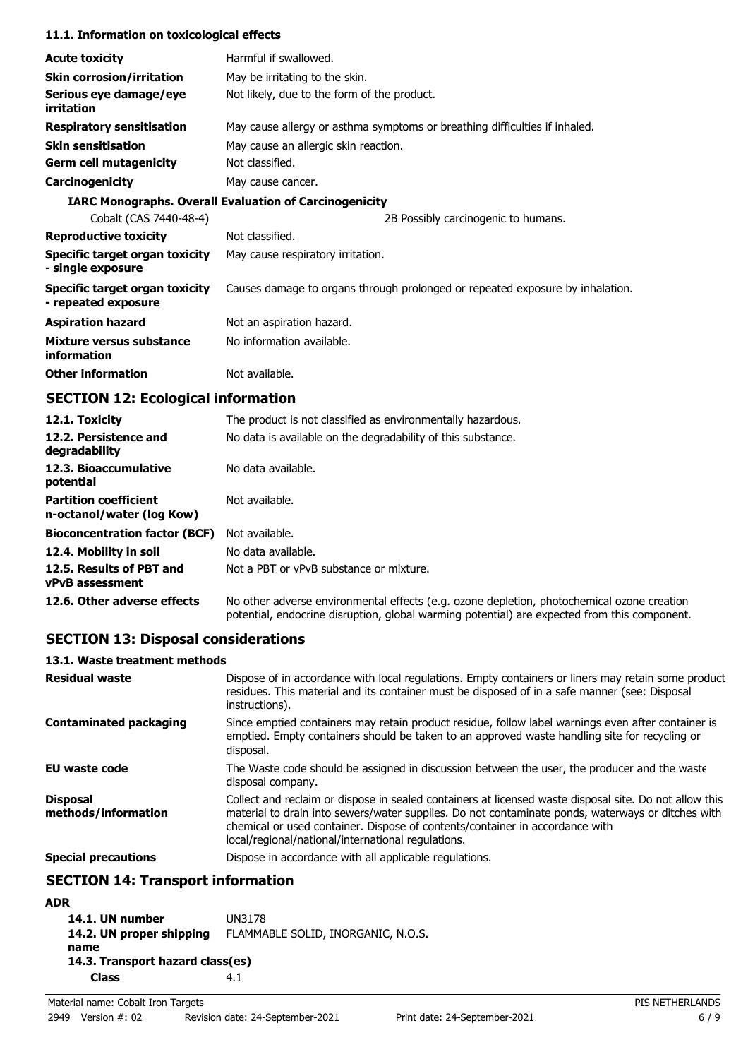#### 11.1. Information on toxicological effects

| | |
|---|---|
| **Acute toxicity** | Harmful if swallowed. |
| **Skin corrosion/irritation** | May be irritating to the skin. |
| **Serious eye damage/eye irritation** | Not likely, due to the form of the product. |
| **Respiratory sensitisation** | May cause allergy or asthma symptoms or breathing difficulties if inhaled. |
| **Skin sensitisation** | May cause an allergic skin reaction. |
| **Germ cell mutagenicity** | Not classified. |
| **Carcinogenicity** | May cause cancer. |

**IARC Monographs. Overall Evaluation of Carcinogenicity**

| | |
|---|---|
| Cobalt (CAS 7440-48-4) | 2B Possibly carcinogenic to humans. |

| | |
|---|---|
| **Reproductive toxicity** | Not classified. |
| **Specific target organ toxicity - single exposure** | May cause respiratory irritation. |
| **Specific target organ toxicity - repeated exposure** | Causes damage to organs through prolonged or repeated exposure by inhalation. |
| **Aspiration hazard** | Not an aspiration hazard. |
| **Mixture versus substance information** | No information available. |
| **Other information** | Not available. |

## SECTION 12: Ecological information

| | |
|---|---|
| **12.1. Toxicity** | The product is not classified as environmentally hazardous. |
| **12.2. Persistence and degradability** | No data is available on the degradability of this substance. |
| **12.3. Bioaccumulative potential** | No data available. |
| **Partition coefficient n-octanol/water (log Kow)** | Not available. |
| **Bioconcentration factor (BCF)** | Not available. |
| **12.4. Mobility in soil** | No data available. |
| **12.5. Results of PBT and vPvB assessment** | Not a PBT or vPvB substance or mixture. |
| **12.6. Other adverse effects** | No other adverse environmental effects (e.g. ozone depletion, photochemical ozone creation potential, endocrine disruption, global warming potential) are expected from this component. |

## SECTION 13: Disposal considerations

#### 13.1. Waste treatment methods

| | |
|---|---|
| **Residual waste** | Dispose of in accordance with local regulations. Empty containers or liners may retain some product residues. This material and its container must be disposed of in a safe manner (see: Disposal instructions). |
| **Contaminated packaging** | Since emptied containers may retain product residue, follow label warnings even after container is emptied. Empty containers should be taken to an approved waste handling site for recycling or disposal. |
| **EU waste code** | The Waste code should be assigned in discussion between the user, the producer and the waste disposal company. |
| **Disposal methods/information** | Collect and reclaim or dispose in sealed containers at licensed waste disposal site. Do not allow this material to drain into sewers/water supplies. Do not contaminate ponds, waterways or ditches with chemical or used container. Dispose of contents/container in accordance with local/regional/national/international regulations. |
| **Special precautions** | Dispose in accordance with all applicable regulations. |

## SECTION 14: Transport information

**ADR**

| | |
|---|---|
| **14.1. UN number** | UN3178 |
| **14.2. UN proper shipping name** | FLAMMABLE SOLID, INORGANIC, N.O.S. |
| **14.3. Transport hazard class(es)** | |
| **Class** | 4.1 |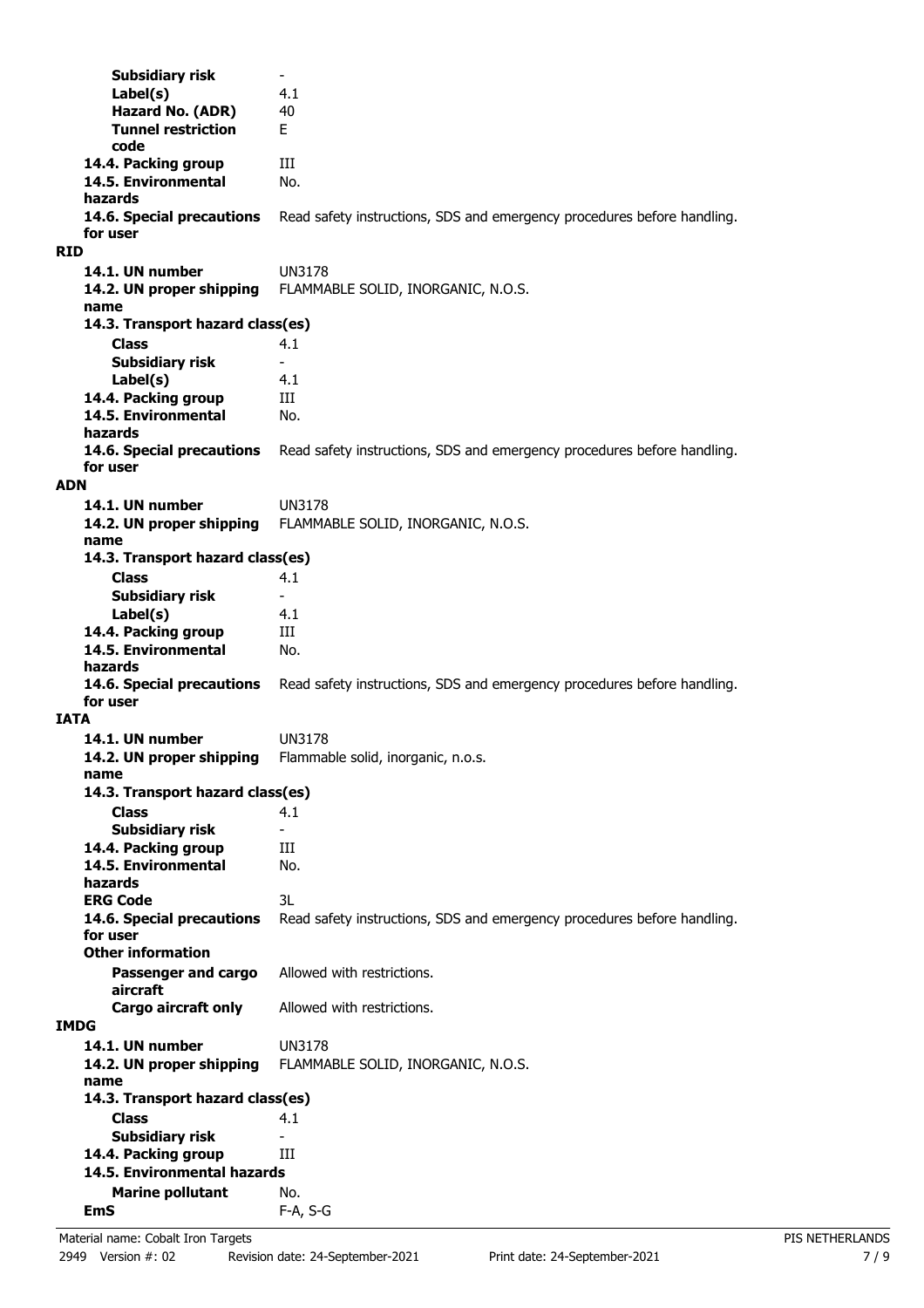| | |
|---|---|
| **Subsidiary risk** | - |
| **Label(s)** | 4.1 |
| **Hazard No. (ADR)** | 40 |
| **Tunnel restriction code** | E |
| **14.4. Packing group** | III |
| **14.5. Environmental hazards** | No. |
| **14.6. Special precautions for user** | Read safety instructions, SDS and emergency procedures before handling. |

**RID**

| | |
|---|---|
| **14.1. UN number** | UN3178 |
| **14.2. UN proper shipping name** | FLAMMABLE SOLID, INORGANIC, N.O.S. |
| **14.3. Transport hazard class(es)** | |
| **Class** | 4.1 |
| **Subsidiary risk** | - |
| **Label(s)** | 4.1 |
| **14.4. Packing group** | III |
| **14.5. Environmental hazards** | No. |
| **14.6. Special precautions for user** | Read safety instructions, SDS and emergency procedures before handling. |

**ADN**

| | |
|---|---|
| **14.1. UN number** | UN3178 |
| **14.2. UN proper shipping name** | FLAMMABLE SOLID, INORGANIC, N.O.S. |
| **14.3. Transport hazard class(es)** | |
| **Class** | 4.1 |
| **Subsidiary risk** | - |
| **Label(s)** | 4.1 |
| **14.4. Packing group** | III |
| **14.5. Environmental hazards** | No. |
| **14.6. Special precautions for user** | Read safety instructions, SDS and emergency procedures before handling. |

**IATA**

| | |
|---|---|
| **14.1. UN number** | UN3178 |
| **14.2. UN proper shipping name** | Flammable solid, inorganic, n.o.s. |
| **14.3. Transport hazard class(es)** | |
| **Class** | 4.1 |
| **Subsidiary risk** | - |
| **14.4. Packing group** | III |
| **14.5. Environmental hazards** | No. |
| **ERG Code** | 3L |
| **14.6. Special precautions for user** | Read safety instructions, SDS and emergency procedures before handling. |
| **Other information** | |
| **Passenger and cargo aircraft** | Allowed with restrictions. |
| **Cargo aircraft only** | Allowed with restrictions. |

**IMDG**

| | |
|---|---|
| **14.1. UN number** | UN3178 |
| **14.2. UN proper shipping name** | FLAMMABLE SOLID, INORGANIC, N.O.S. |
| **14.3. Transport hazard class(es)** | |
| **Class** | 4.1 |
| **Subsidiary risk** | - |
| **14.4. Packing group** | III |
| **14.5. Environmental hazards** | |
| **Marine pollutant** | No. |
| **EmS** | F-A, S-G |

Material name: Cobalt Iron Targets
2949 Version #: 02 Revision date: 24-September-2021 Print date: 24-September-2021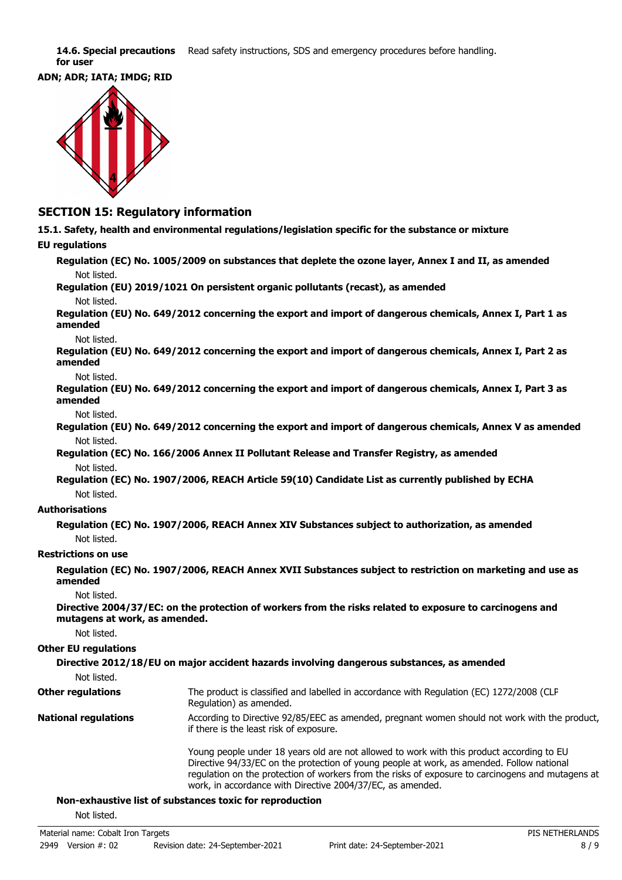**14.6. Special precautions for user**

Read safety instructions, SDS and emergency procedures before handling.

**ADN; ADR; IATA; IMDG; RID**

## SECTION 15: Regulatory information

**15.1. Safety, health and environmental regulations/legislation specific for the substance or mixture**

**EU regulations**

**Regulation (EC) No. 1005/2009 on substances that deplete the ozone layer, Annex I and II, as amended**

Not listed.

**Regulation (EU) 2019/1021 On persistent organic pollutants (recast), as amended**

Not listed.

**Regulation (EU) No. 649/2012 concerning the export and import of dangerous chemicals, Annex I, Part 1 as amended**

Not listed.

**Regulation (EU) No. 649/2012 concerning the export and import of dangerous chemicals, Annex I, Part 2 as amended**

Not listed.

**Regulation (EU) No. 649/2012 concerning the export and import of dangerous chemicals, Annex I, Part 3 as amended**

Not listed.

**Regulation (EU) No. 649/2012 concerning the export and import of dangerous chemicals, Annex V as amended**

Not listed.

**Regulation (EC) No. 166/2006 Annex II Pollutant Release and Transfer Registry, as amended**

Not listed.

**Regulation (EC) No. 1907/2006, REACH Article 59(10) Candidate List as currently published by ECHA**

Not listed.

**Authorisations**

**Regulation (EC) No. 1907/2006, REACH Annex XIV Substances subject to authorization, as amended**

Not listed.

**Restrictions on use**

**Regulation (EC) No. 1907/2006, REACH Annex XVII Substances subject to restriction on marketing and use as amended**

Not listed.

**Directive 2004/37/EC: on the protection of workers from the risks related to exposure to carcinogens and mutagens at work, as amended.**

Not listed.

**Other EU regulations**

**Directive 2012/18/EU on major accident hazards involving dangerous substances, as amended**

Not listed.

**Other regulations**

The product is classified and labelled in accordance with Regulation (EC) 1272/2008 (CLP Regulation) as amended.

**National regulations**

According to Directive 92/85/EEC as amended, pregnant women should not work with the product, if there is the least risk of exposure.

Young people under 18 years old are not allowed to work with this product according to EU Directive 94/33/EC on the protection of young people at work, as amended. Follow national regulation on the protection of workers from the risks of exposure to carcinogens and mutagens at work, in accordance with Directive 2004/37/EC, as amended.

**Non-exhaustive list of substances toxic for reproduction**

Not listed.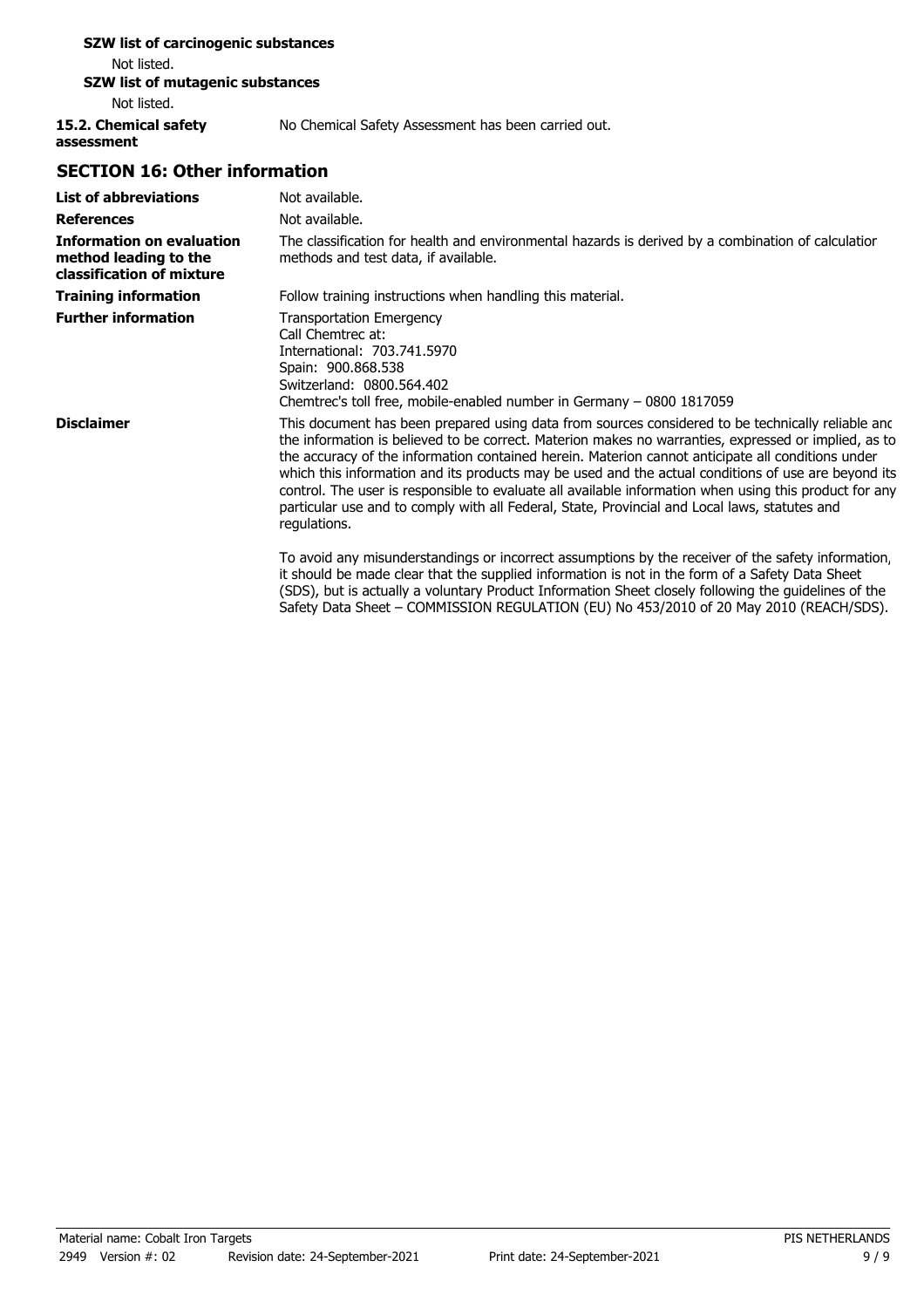**SZW list of carcinogenic substances**

Not listed.

**SZW list of mutagenic substances**

Not listed.

**15.2. Chemical safety assessment**

No Chemical Safety Assessment has been carried out.

## SECTION 16: Other information

**List of abbreviations**
Not available.

**References**
Not available.

**Information on evaluation method leading to the classification of mixture**
The classification for health and environmental hazards is derived by a combination of calculation methods and test data, if available.

**Training information**
Follow training instructions when handling this material.

**Further information**
Transportation Emergency
Call Chemtrec at:
International: 703.741.5970
Spain: 900.868.538
Switzerland: 0800.564.402
Chemtrec's toll free, mobile-enabled number in Germany – 0800 1817059

**Disclaimer**
This document has been prepared using data from sources considered to be technically reliable and the information is believed to be correct. Materion makes no warranties, expressed or implied, as to the accuracy of the information contained herein. Materion cannot anticipate all conditions under which this information and its products may be used and the actual conditions of use are beyond its control. The user is responsible to evaluate all available information when using this product for any particular use and to comply with all Federal, State, Provincial and Local laws, statutes and regulations.

To avoid any misunderstandings or incorrect assumptions by the receiver of the safety information, it should be made clear that the supplied information is not in the form of a Safety Data Sheet (SDS), but is actually a voluntary Product Information Sheet closely following the guidelines of the Safety Data Sheet – COMMISSION REGULATION (EU) No 453/2010 of 20 May 2010 (REACH/SDS).